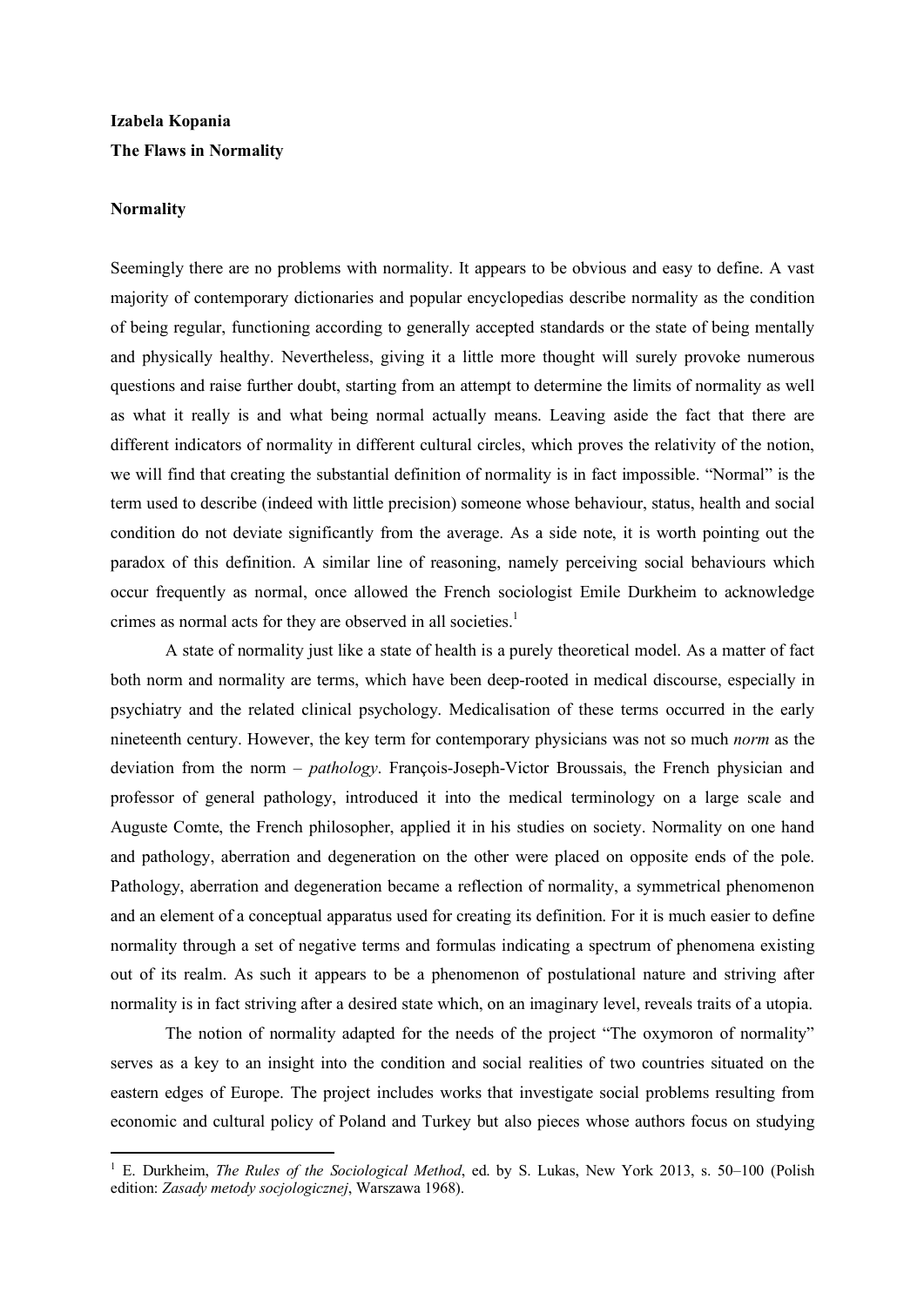**Izabela Kopania**

# The Flaws in Normality

## Normality

Seemingly there are no problems with normality. It appears to be obvious and easy to define. A vast majority of contemporary dictionaries and popular encyclopedias describe normality as the condition of being regular, functioning according to generally accepted standards or the state of being mentally and physically healthy. Nevertheless, giving it a little more thought will surely provoke numerous questions and raise further doubt, starting from an attempt to determine the limits of normality as well as what it really is and what being normal actually means. Leaving aside the fact that there are different indicators of normality in different cultural circles, which proves the relativity of the notion, we will find that creating the substantial definition of normality is in fact impossible. "Normal" is the term used to describe (indeed with little precision) someone whose behaviour, status, health and social condition do not deviate significantly from the average. As a side note, it is worth pointing out the paradox of this definition. A similar line of reasoning, namely perceiving social behaviours which occur frequently as normal, once allowed the French sociologist Emile Durkheim to acknowledge crimes as normal acts for they are observed in all societies.[1]

A state of normality just like a state of health is a purely theoretical model. As a matter of fact both norm and normality are terms, which have been deep-rooted in medical discourse, especially in psychiatry and the related clinical psychology. Medicalisation of these terms occurred in the early nineteenth century. However, the key term for contemporary physicians was not so much *norm* as the deviation from the norm – *pathology*. François-Joseph-Victor Broussais, the French physician and professor of general pathology, introduced it into the medical terminology on a large scale and Auguste Comte, the French philosopher, applied it in his studies on society. Normality on one hand and pathology, aberration and degeneration on the other were placed on opposite ends of the pole. Pathology, aberration and degeneration became a reflection of normality, a symmetrical phenomenon and an element of a conceptual apparatus used for creating its definition. For it is much easier to define normality through a set of negative terms and formulas indicating a spectrum of phenomena existing out of its realm. As such it appears to be a phenomenon of postulational nature and striving after normality is in fact striving after a desired state which, on an imaginary level, reveals traits of a utopia.

The notion of normality adapted for the needs of the project "The oxymoron of normality" serves as a key to an insight into the condition and social realities of two countries situated on the eastern edges of Europe. The project includes works that investigate social problems resulting from economic and cultural policy of Poland and Turkey but also pieces whose authors focus on studying

[1] E. Durkheim, *The Rules of the Sociological Method*, ed. by S. Lukas, New York 2013, s. 50–100 (Polish edition: *Zasady metody socjologicznej*, Warszawa 1968).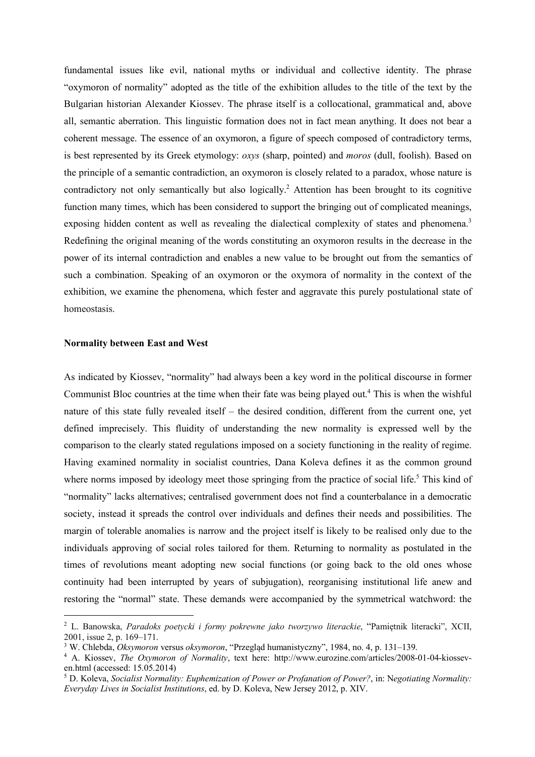fundamental issues like evil, national myths or individual and collective identity. The phrase "oxymoron of normality" adopted as the title of the exhibition alludes to the title of the text by the Bulgarian historian Alexander Kiossev. The phrase itself is a collocational, grammatical and, above all, semantic aberration. This linguistic formation does not in fact mean anything. It does not bear a coherent message. The essence of an oxymoron, a figure of speech composed of contradictory terms, is best represented by its Greek etymology: *oxys* (sharp, pointed) and *moros* (dull, foolish). Based on the principle of a semantic contradiction, an oxymoron is closely related to a paradox, whose nature is contradictory not only semantically but also logically.[2] Attention has been brought to its cognitive function many times, which has been considered to support the bringing out of complicated meanings, exposing hidden content as well as revealing the dialectical complexity of states and phenomena.[3] Redefining the original meaning of the words constituting an oxymoron results in the decrease in the power of its internal contradiction and enables a new value to be brought out from the semantics of such a combination. Speaking of an oxymoron or the oxymora of normality in the context of the exhibition, we examine the phenomena, which fester and aggravate this purely postulational state of homeostasis.

**Normality between East and West**

As indicated by Kiossev, "normality" had always been a key word in the political discourse in former Communist Bloc countries at the time when their fate was being played out.[4] This is when the wishful nature of this state fully revealed itself – the desired condition, different from the current one, yet defined imprecisely. This fluidity of understanding the new normality is expressed well by the comparison to the clearly stated regulations imposed on a society functioning in the reality of regime. Having examined normality in socialist countries, Dana Koleva defines it as the common ground where norms imposed by ideology meet those springing from the practice of social life.[5] This kind of "normality" lacks alternatives; centralised government does not find a counterbalance in a democratic society, instead it spreads the control over individuals and defines their needs and possibilities. The margin of tolerable anomalies is narrow and the project itself is likely to be realised only due to the individuals approving of social roles tailored for them. Returning to normality as postulated in the times of revolutions meant adopting new social functions (or going back to the old ones whose continuity had been interrupted by years of subjugation), reorganising institutional life anew and restoring the "normal" state. These demands were accompanied by the symmetrical watchword: the

---

[2] L. Banowska, *Paradoks poetycki i formy pokrewne jako tworzywo literackie*, "Pamiętnik literacki", XCII, 2001, issue 2, p. 169–171.

[3] W. Chlebda, *Oksymoron* versus *oksymoron*, "Przegląd humanistyczny", 1984, no. 4, p. 131–139.

[4] A. Kiossev, *The Oxymoron of Normality*, text here: http://www.eurozine.com/articles/2008-01-04-kiossev-en.html (accessed: 15.05.2014)

[5] D. Koleva, *Socialist Normality: Euphemization of Power or Profanation of Power?*, in: *Negotiating Normality: Everyday Lives in Socialist Institutions*, ed. by D. Koleva, New Jersey 2012, p. XIV.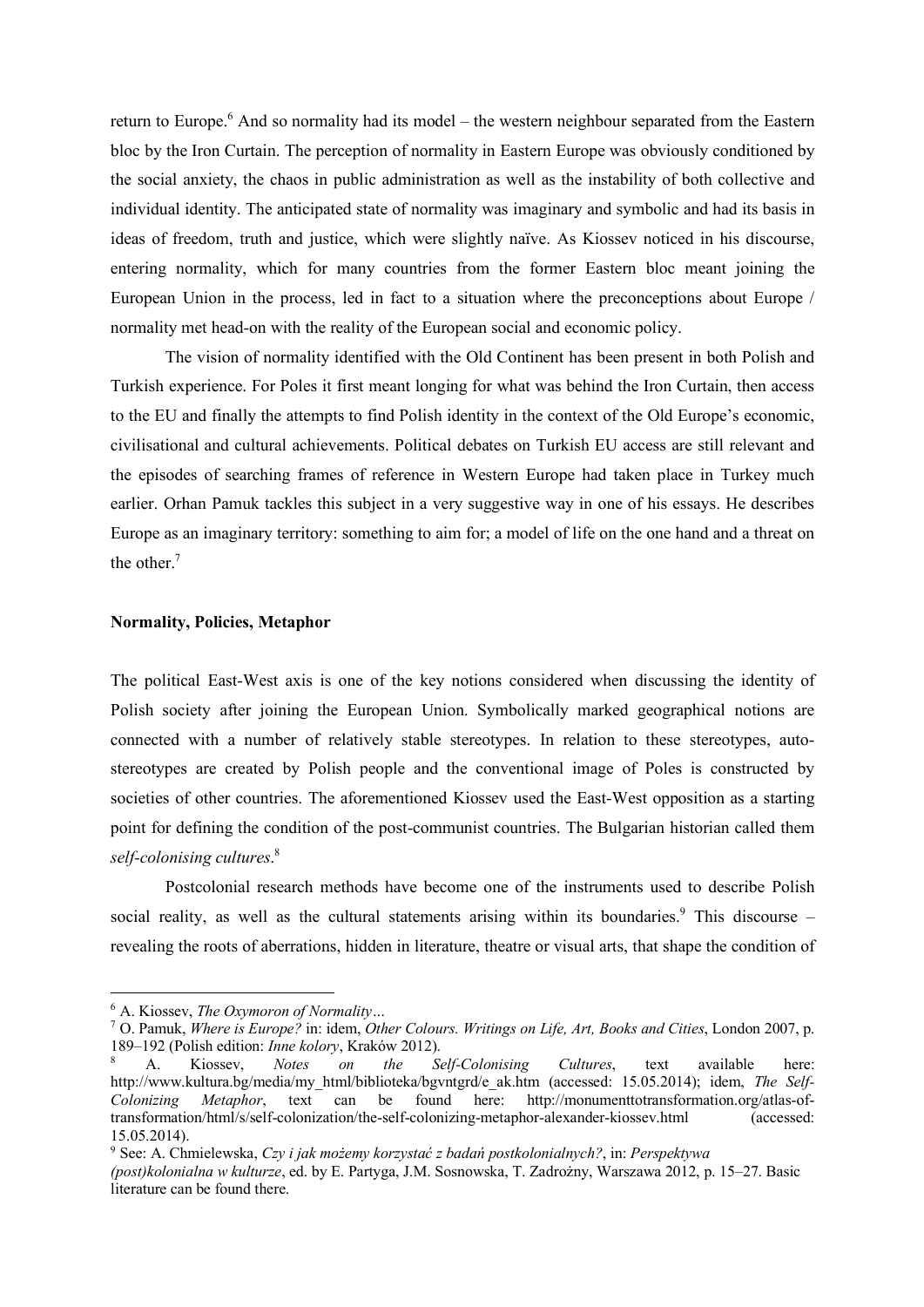return to Europe.[6] And so normality had its model – the western neighbour separated from the Eastern bloc by the Iron Curtain. The perception of normality in Eastern Europe was obviously conditioned by the social anxiety, the chaos in public administration as well as the instability of both collective and individual identity. The anticipated state of normality was imaginary and symbolic and had its basis in ideas of freedom, truth and justice, which were slightly naïve. As Kiossev noticed in his discourse, entering normality, which for many countries from the former Eastern bloc meant joining the European Union in the process, led in fact to a situation where the preconceptions about Europe / normality met head-on with the reality of the European social and economic policy.

The vision of normality identified with the Old Continent has been present in both Polish and Turkish experience. For Poles it first meant longing for what was behind the Iron Curtain, then access to the EU and finally the attempts to find Polish identity in the context of the Old Europe's economic, civilisational and cultural achievements. Political debates on Turkish EU access are still relevant and the episodes of searching frames of reference in Western Europe had taken place in Turkey much earlier. Orhan Pamuk tackles this subject in a very suggestive way in one of his essays. He describes Europe as an imaginary territory: something to aim for; a model of life on the one hand and a threat on the other.[7]

**Normality, Policies, Metaphor**

The political East-West axis is one of the key notions considered when discussing the identity of Polish society after joining the European Union. Symbolically marked geographical notions are connected with a number of relatively stable stereotypes. In relation to these stereotypes, auto-stereotypes are created by Polish people and the conventional image of Poles is constructed by societies of other countries. The aforementioned Kiossev used the East-West opposition as a starting point for defining the condition of the post-communist countries. The Bulgarian historian called them *self-colonising cultures*.[8]

Postcolonial research methods have become one of the instruments used to describe Polish social reality, as well as the cultural statements arising within its boundaries.[9] This discourse – revealing the roots of aberrations, hidden in literature, theatre or visual arts, that shape the condition of

---

[6] A. Kiossev, *The Oxymoron of Normality…*

[7] O. Pamuk, *Where is Europe?* in: idem, *Other Colours. Writings on Life, Art, Books and Cities*, London 2007, p. 189–192 (Polish edition: *Inne kolory*, Kraków 2012).

[8] A. Kiossev, *Notes on the Self-Colonising Cultures*, text available here: http://www.kultura.bg/media/my_html/biblioteka/bgvntgrd/e_ak.htm (accessed: 15.05.2014); idem, *The Self-Colonizing Metaphor*, text can be found here: http://monumenttotransformation.org/atlas-of-transformation/html/s/self-colonization/the-self-colonizing-metaphor-alexander-kiossev.html (accessed: 15.05.2014).

[9] See: A. Chmielewska, *Czy i jak możemy korzystać z badań postkolonialnych?*, in: *Perspektywa (post)kolonialna w kulturze*, ed. by E. Partyga, J.M. Sosnowska, T. Zadrożny, Warszawa 2012, p. 15–27. Basic literature can be found there.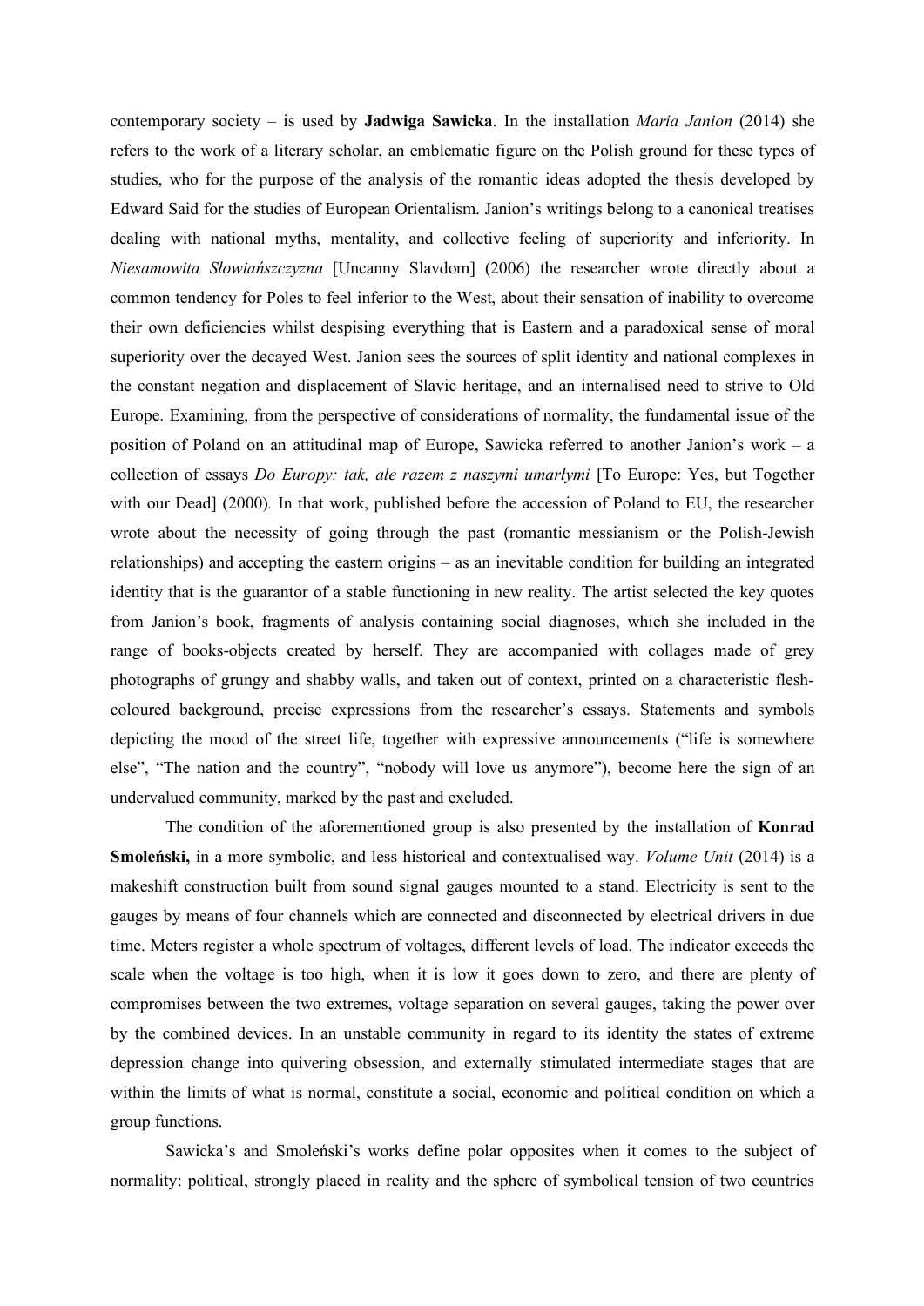contemporary society – is used by **Jadwiga Sawicka**. In the installation *Maria Janion* (2014) she refers to the work of a literary scholar, an emblematic figure on the Polish ground for these types of studies, who for the purpose of the analysis of the romantic ideas adopted the thesis developed by Edward Said for the studies of European Orientalism. Janion's writings belong to a canonical treatises dealing with national myths, mentality, and collective feeling of superiority and inferiority. In *Niesamowita Słowiańszczyzna* [Uncanny Slavdom] (2006) the researcher wrote directly about a common tendency for Poles to feel inferior to the West, about their sensation of inability to overcome their own deficiencies whilst despising everything that is Eastern and a paradoxical sense of moral superiority over the decayed West. Janion sees the sources of split identity and national complexes in the constant negation and displacement of Slavic heritage, and an internalised need to strive to Old Europe. Examining, from the perspective of considerations of normality, the fundamental issue of the position of Poland on an attitudinal map of Europe, Sawicka referred to another Janion's work – a collection of essays *Do Europy: tak, ale razem z naszymi umarłymi* [To Europe: Yes, but Together with our Dead] (2000). In that work, published before the accession of Poland to EU, the researcher wrote about the necessity of going through the past (romantic messianism or the Polish-Jewish relationships) and accepting the eastern origins – as an inevitable condition for building an integrated identity that is the guarantor of a stable functioning in new reality. The artist selected the key quotes from Janion's book, fragments of analysis containing social diagnoses, which she included in the range of books-objects created by herself. They are accompanied with collages made of grey photographs of grungy and shabby walls, and taken out of context, printed on a characteristic flesh-coloured background, precise expressions from the researcher's essays. Statements and symbols depicting the mood of the street life, together with expressive announcements ("life is somewhere else", "The nation and the country", "nobody will love us anymore"), become here the sign of an undervalued community, marked by the past and excluded.

The condition of the aforementioned group is also presented by the installation of **Konrad Smoleński,** in a more symbolic, and less historical and contextualised way. *Volume Unit* (2014) is a makeshift construction built from sound signal gauges mounted to a stand. Electricity is sent to the gauges by means of four channels which are connected and disconnected by electrical drivers in due time. Meters register a whole spectrum of voltages, different levels of load. The indicator exceeds the scale when the voltage is too high, when it is low it goes down to zero, and there are plenty of compromises between the two extremes, voltage separation on several gauges, taking the power over by the combined devices. In an unstable community in regard to its identity the states of extreme depression change into quivering obsession, and externally stimulated intermediate stages that are within the limits of what is normal, constitute a social, economic and political condition on which a group functions.

Sawicka's and Smoleński's works define polar opposites when it comes to the subject of normality: political, strongly placed in reality and the sphere of symbolical tension of two countries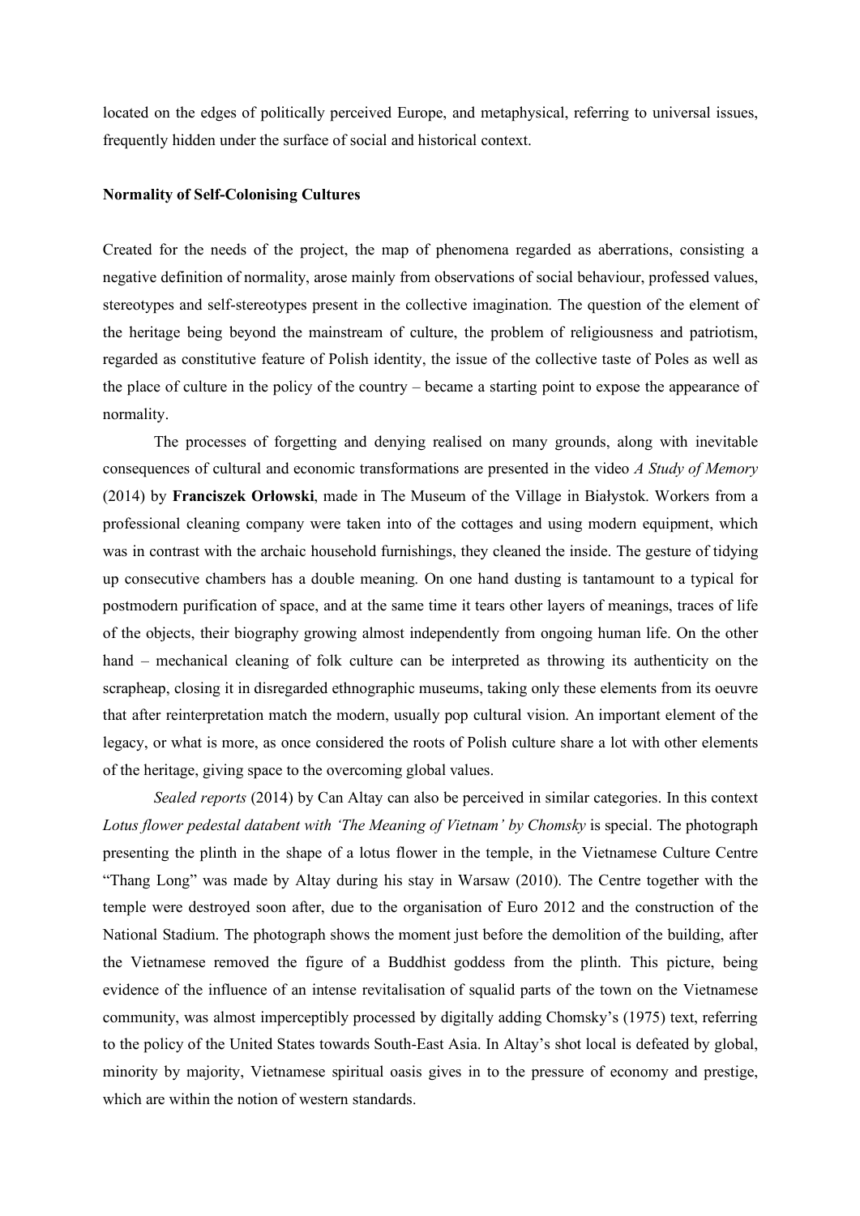located on the edges of politically perceived Europe, and metaphysical, referring to universal issues, frequently hidden under the surface of social and historical context.

**Normality of Self-Colonising Cultures**

Created for the needs of the project, the map of phenomena regarded as aberrations, consisting a negative definition of normality, arose mainly from observations of social behaviour, professed values, stereotypes and self-stereotypes present in the collective imagination. The question of the element of the heritage being beyond the mainstream of culture, the problem of religiousness and patriotism, regarded as constitutive feature of Polish identity, the issue of the collective taste of Poles as well as the place of culture in the policy of the country – became a starting point to expose the appearance of normality.

The processes of forgetting and denying realised on many grounds, along with inevitable consequences of cultural and economic transformations are presented in the video *A Study of Memory* (2014) by **Franciszek Orłowski**, made in The Museum of the Village in Białystok. Workers from a professional cleaning company were taken into of the cottages and using modern equipment, which was in contrast with the archaic household furnishings, they cleaned the inside. The gesture of tidying up consecutive chambers has a double meaning. On one hand dusting is tantamount to a typical for postmodern purification of space, and at the same time it tears other layers of meanings, traces of life of the objects, their biography growing almost independently from ongoing human life. On the other hand – mechanical cleaning of folk culture can be interpreted as throwing its authenticity on the scrapheap, closing it in disregarded ethnographic museums, taking only these elements from its oeuvre that after reinterpretation match the modern, usually pop cultural vision. An important element of the legacy, or what is more, as once considered the roots of Polish culture share a lot with other elements of the heritage, giving space to the overcoming global values.

*Sealed reports* (2014) by Can Altay can also be perceived in similar categories. In this context *Lotus flower pedestal databent with 'The Meaning of Vietnam' by Chomsky* is special. The photograph presenting the plinth in the shape of a lotus flower in the temple, in the Vietnamese Culture Centre "Thang Long" was made by Altay during his stay in Warsaw (2010). The Centre together with the temple were destroyed soon after, due to the organisation of Euro 2012 and the construction of the National Stadium. The photograph shows the moment just before the demolition of the building, after the Vietnamese removed the figure of a Buddhist goddess from the plinth. This picture, being evidence of the influence of an intense revitalisation of squalid parts of the town on the Vietnamese community, was almost imperceptibly processed by digitally adding Chomsky's (1975) text, referring to the policy of the United States towards South-East Asia. In Altay's shot local is defeated by global, minority by majority, Vietnamese spiritual oasis gives in to the pressure of economy and prestige, which are within the notion of western standards.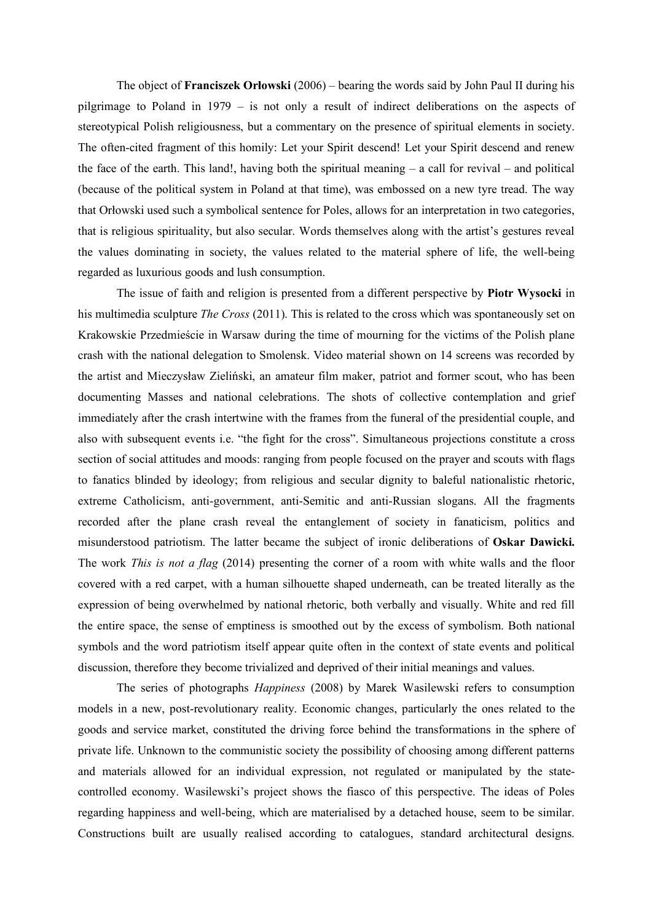The object of **Franciszek Orłowski** (2006) – bearing the words said by John Paul II during his pilgrimage to Poland in 1979 – is not only a result of indirect deliberations on the aspects of stereotypical Polish religiousness, but a commentary on the presence of spiritual elements in society. The often-cited fragment of this homily: Let your Spirit descend! Let your Spirit descend and renew the face of the earth. This land!, having both the spiritual meaning – a call for revival – and political (because of the political system in Poland at that time), was embossed on a new tyre tread. The way that Orłowski used such a symbolical sentence for Poles, allows for an interpretation in two categories, that is religious spirituality, but also secular. Words themselves along with the artist's gestures reveal the values dominating in society, the values related to the material sphere of life, the well-being regarded as luxurious goods and lush consumption.

The issue of faith and religion is presented from a different perspective by **Piotr Wysocki** in his multimedia sculpture *The Cross* (2011). This is related to the cross which was spontaneously set on Krakowskie Przedmieście in Warsaw during the time of mourning for the victims of the Polish plane crash with the national delegation to Smolensk. Video material shown on 14 screens was recorded by the artist and Mieczysław Zieliński, an amateur film maker, patriot and former scout, who has been documenting Masses and national celebrations. The shots of collective contemplation and grief immediately after the crash intertwine with the frames from the funeral of the presidential couple, and also with subsequent events i.e. "the fight for the cross". Simultaneous projections constitute a cross section of social attitudes and moods: ranging from people focused on the prayer and scouts with flags to fanatics blinded by ideology; from religious and secular dignity to baleful nationalistic rhetoric, extreme Catholicism, anti-government, anti-Semitic and anti-Russian slogans. All the fragments recorded after the plane crash reveal the entanglement of society in fanaticism, politics and misunderstood patriotism. The latter became the subject of ironic deliberations of **Oskar Dawicki.** The work *This is not a flag* (2014) presenting the corner of a room with white walls and the floor covered with a red carpet, with a human silhouette shaped underneath, can be treated literally as the expression of being overwhelmed by national rhetoric, both verbally and visually. White and red fill the entire space, the sense of emptiness is smoothed out by the excess of symbolism. Both national symbols and the word patriotism itself appear quite often in the context of state events and political discussion, therefore they become trivialized and deprived of their initial meanings and values.

The series of photographs *Happiness* (2008) by Marek Wasilewski refers to consumption models in a new, post-revolutionary reality. Economic changes, particularly the ones related to the goods and service market, constituted the driving force behind the transformations in the sphere of private life. Unknown to the communistic society the possibility of choosing among different patterns and materials allowed for an individual expression, not regulated or manipulated by the state-controlled economy. Wasilewski's project shows the fiasco of this perspective. The ideas of Poles regarding happiness and well-being, which are materialised by a detached house, seem to be similar. Constructions built are usually realised according to catalogues, standard architectural designs.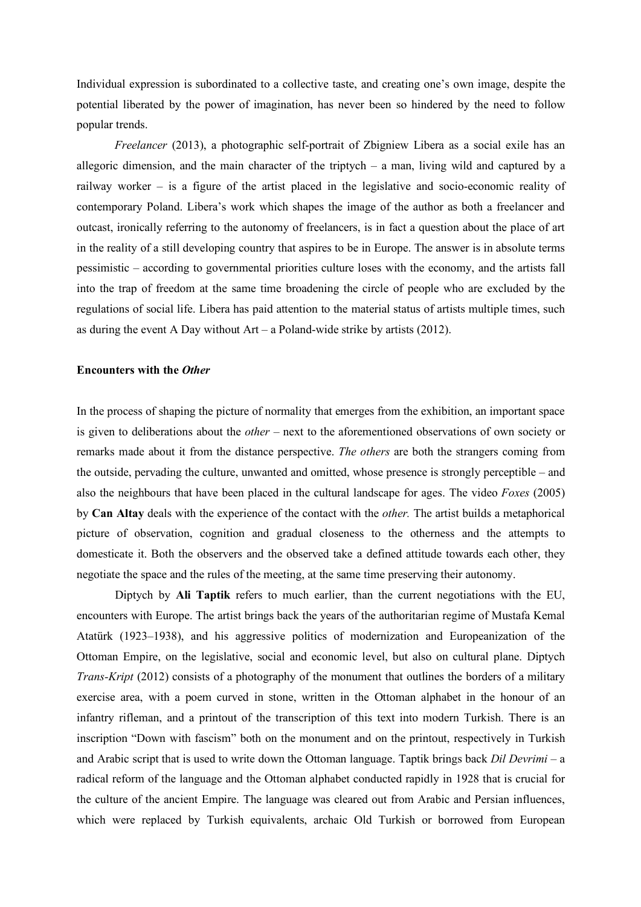Individual expression is subordinated to a collective taste, and creating one's own image, despite the potential liberated by the power of imagination, has never been so hindered by the need to follow popular trends.

*Freelancer* (2013), a photographic self-portrait of Zbigniew Libera as a social exile has an allegoric dimension, and the main character of the triptych – a man, living wild and captured by a railway worker – is a figure of the artist placed in the legislative and socio-economic reality of contemporary Poland. Libera's work which shapes the image of the author as both a freelancer and outcast, ironically referring to the autonomy of freelancers, is in fact a question about the place of art in the reality of a still developing country that aspires to be in Europe. The answer is in absolute terms pessimistic – according to governmental priorities culture loses with the economy, and the artists fall into the trap of freedom at the same time broadening the circle of people who are excluded by the regulations of social life. Libera has paid attention to the material status of artists multiple times, such as during the event A Day without Art – a Poland-wide strike by artists (2012).

**Encounters with the *Other***

In the process of shaping the picture of normality that emerges from the exhibition, an important space is given to deliberations about the *other* – next to the aforementioned observations of own society or remarks made about it from the distance perspective. *The others* are both the strangers coming from the outside, pervading the culture, unwanted and omitted, whose presence is strongly perceptible – and also the neighbours that have been placed in the cultural landscape for ages. The video *Foxes* (2005) by **Can Altay** deals with the experience of the contact with the *other.* The artist builds a metaphorical picture of observation, cognition and gradual closeness to the otherness and the attempts to domesticate it. Both the observers and the observed take a defined attitude towards each other, they negotiate the space and the rules of the meeting, at the same time preserving their autonomy.

Diptych by **Ali Taptik** refers to much earlier, than the current negotiations with the EU, encounters with Europe. The artist brings back the years of the authoritarian regime of Mustafa Kemal Atatürk (1923–1938), and his aggressive politics of modernization and Europeanization of the Ottoman Empire, on the legislative, social and economic level, but also on cultural plane. Diptych *Trans-Kript* (2012) consists of a photography of the monument that outlines the borders of a military exercise area, with a poem curved in stone, written in the Ottoman alphabet in the honour of an infantry rifleman, and a printout of the transcription of this text into modern Turkish. There is an inscription "Down with fascism" both on the monument and on the printout, respectively in Turkish and Arabic script that is used to write down the Ottoman language. Taptik brings back *Dil Devrimi* – a radical reform of the language and the Ottoman alphabet conducted rapidly in 1928 that is crucial for the culture of the ancient Empire. The language was cleared out from Arabic and Persian influences, which were replaced by Turkish equivalents, archaic Old Turkish or borrowed from European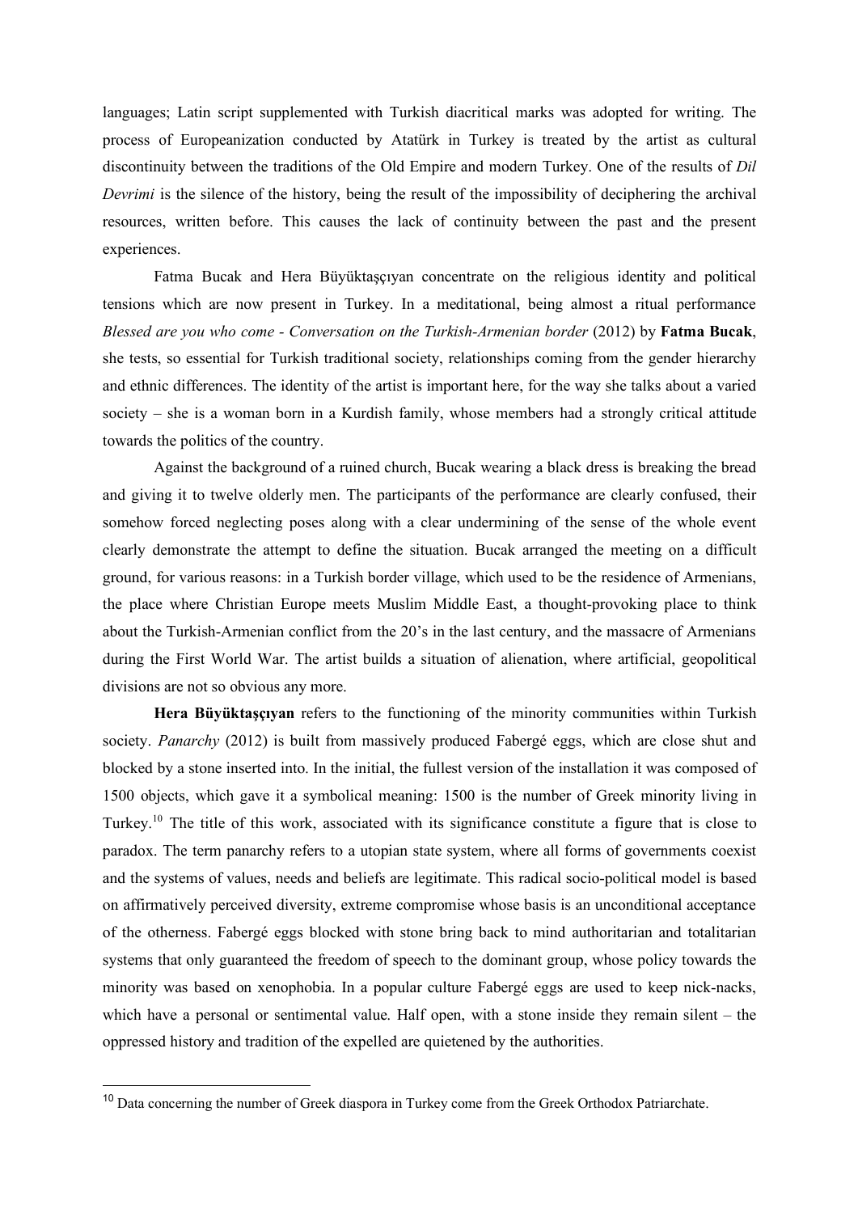languages; Latin script supplemented with Turkish diacritical marks was adopted for writing. The process of Europeanization conducted by Atatürk in Turkey is treated by the artist as cultural discontinuity between the traditions of the Old Empire and modern Turkey. One of the results of *Dil Devrimi* is the silence of the history, being the result of the impossibility of deciphering the archival resources, written before. This causes the lack of continuity between the past and the present experiences.

Fatma Bucak and Hera Büyüktaşçıyan concentrate on the religious identity and political tensions which are now present in Turkey. In a meditational, being almost a ritual performance *Blessed are you who come - Conversation on the Turkish-Armenian border* (2012) by **Fatma Bucak**, she tests, so essential for Turkish traditional society, relationships coming from the gender hierarchy and ethnic differences. The identity of the artist is important here, for the way she talks about a varied society – she is a woman born in a Kurdish family, whose members had a strongly critical attitude towards the politics of the country.

Against the background of a ruined church, Bucak wearing a black dress is breaking the bread and giving it to twelve olderly men. The participants of the performance are clearly confused, their somehow forced neglecting poses along with a clear undermining of the sense of the whole event clearly demonstrate the attempt to define the situation. Bucak arranged the meeting on a difficult ground, for various reasons: in a Turkish border village, which used to be the residence of Armenians, the place where Christian Europe meets Muslim Middle East, a thought-provoking place to think about the Turkish-Armenian conflict from the 20's in the last century, and the massacre of Armenians during the First World War. The artist builds a situation of alienation, where artificial, geopolitical divisions are not so obvious any more.

**Hera Büyüktaşçıyan** refers to the functioning of the minority communities within Turkish society. *Panarchy* (2012) is built from massively produced Fabergé eggs, which are close shut and blocked by a stone inserted into. In the initial, the fullest version of the installation it was composed of 1500 objects, which gave it a symbolical meaning: 1500 is the number of Greek minority living in Turkey.[10] The title of this work, associated with its significance constitute a figure that is close to paradox. The term panarchy refers to a utopian state system, where all forms of governments coexist and the systems of values, needs and beliefs are legitimate. This radical socio-political model is based on affirmatively perceived diversity, extreme compromise whose basis is an unconditional acceptance of the otherness. Fabergé eggs blocked with stone bring back to mind authoritarian and totalitarian systems that only guaranteed the freedom of speech to the dominant group, whose policy towards the minority was based on xenophobia. In a popular culture Fabergé eggs are used to keep nick-nacks, which have a personal or sentimental value. Half open, with a stone inside they remain silent – the oppressed history and tradition of the expelled are quietened by the authorities.

[10] Data concerning the number of Greek diaspora in Turkey come from the Greek Orthodox Patriarchate.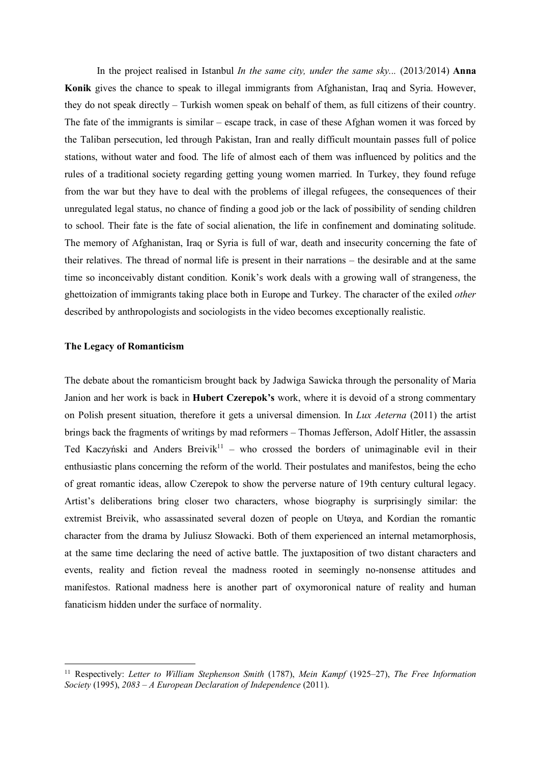In the project realised in Istanbul *In the same city, under the same sky...* (2013/2014) **Anna Konik** gives the chance to speak to illegal immigrants from Afghanistan, Iraq and Syria. However, they do not speak directly – Turkish women speak on behalf of them, as full citizens of their country. The fate of the immigrants is similar – escape track, in case of these Afghan women it was forced by the Taliban persecution, led through Pakistan, Iran and really difficult mountain passes full of police stations, without water and food. The life of almost each of them was influenced by politics and the rules of a traditional society regarding getting young women married. In Turkey, they found refuge from the war but they have to deal with the problems of illegal refugees, the consequences of their unregulated legal status, no chance of finding a good job or the lack of possibility of sending children to school. Their fate is the fate of social alienation, the life in confinement and dominating solitude. The memory of Afghanistan, Iraq or Syria is full of war, death and insecurity concerning the fate of their relatives. The thread of normal life is present in their narrations – the desirable and at the same time so inconceivably distant condition. Konik's work deals with a growing wall of strangeness, the ghettoization of immigrants taking place both in Europe and Turkey. The character of the exiled *other* described by anthropologists and sociologists in the video becomes exceptionally realistic.

**The Legacy of Romanticism**

The debate about the romanticism brought back by Jadwiga Sawicka through the personality of Maria Janion and her work is back in **Hubert Czerepok's** work, where it is devoid of a strong commentary on Polish present situation, therefore it gets a universal dimension. In *Lux Aeterna* (2011) the artist brings back the fragments of writings by mad reformers – Thomas Jefferson, Adolf Hitler, the assassin Ted Kaczyński and Anders Breivik[11] – who crossed the borders of unimaginable evil in their enthusiastic plans concerning the reform of the world. Their postulates and manifestos, being the echo of great romantic ideas, allow Czerepok to show the perverse nature of 19th century cultural legacy. Artist's deliberations bring closer two characters, whose biography is surprisingly similar: the extremist Breivik, who assassinated several dozen of people on Utøya, and Kordian the romantic character from the drama by Juliusz Słowacki. Both of them experienced an internal metamorphosis, at the same time declaring the need of active battle. The juxtaposition of two distant characters and events, reality and fiction reveal the madness rooted in seemingly no-nonsense attitudes and manifestos. Rational madness here is another part of oxymoronical nature of reality and human fanaticism hidden under the surface of normality.

---

[11] Respectively: *Letter to William Stephenson Smith* (1787), *Mein Kampf* (1925–27), *The Free Information Society* (1995), *2083 – A European Declaration of Independence* (2011).